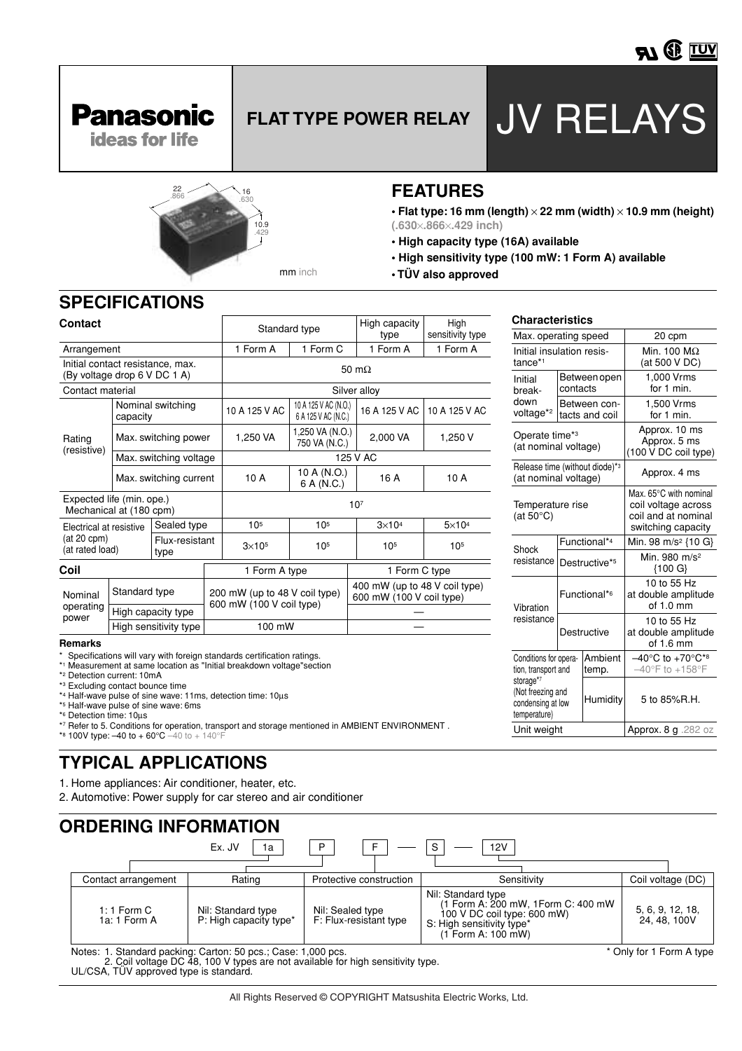**Panasonic**
**ideas for life**

# FLAT TYPE POWER RELAY

# JV RELAYS

mm inch

## FEATURES

- **Flat type: 16 mm (length) × 22 mm (width) × 10.9 mm (height)** (.630×.866×.429 inch)
- **High capacity type (16A) available**
- **High sensitivity type (100 mW: 1 Form A) available**
- **TÜV also approved**

## SPECIFICATIONS

### Contact

| | | | Standard type | | High capacity type | High sensitivity type |
|---|---|---|---|---|---|---|
| Arrangement | | | 1 Form A | 1 Form C | 1 Form A | 1 Form A |
| Initial contact resistance, max. (By voltage drop 6 V DC 1 A) | | | 50 mΩ | | | |
| Contact material | | | Silver alloy | | | |
| Rating (resistive) | Nominal switching capacity | | 10 A 125 V AC | 10 A 125 V AC (N.O.) 6 A 125 V AC (N.C.) | 16 A 125 V AC | 10 A 125 V AC |
| | Max. switching power | | 1,250 VA | 1,250 VA (N.O.) 750 VA (N.C.) | 2,000 VA | 1,250 V |
| | Max. switching voltage | | 125 V AC | | | |
| | Max. switching current | | 10 A | 10 A (N.O.) 6 A (N.C.) | 16 A | 10 A |
| Expected life (min. ope.) | Mechanical at (180 cpm) | | $10^7$ | | | |
| | Electrical at resistive (at 20 cpm) (at rated load) | Sealed type | $10^5$ | $10^5$ | $3×10^4$ | $5×10^4$ |
| | | Flux-resistant type | $3×10^5$ | $10^5$ | $10^5$ | $10^5$ |

### Coil

| | | 1 Form A type | 1 Form C type |
|---|---|---|---|
| Nominal operating power | Standard type | 200 mW (up to 48 V coil type) 600 mW (100 V coil type) | 400 mW (up to 48 V coil type) 600 mW (100 V coil type) |
| | High capacity type | | — |
| | High sensitivity type | 100 mW | — |

### Characteristics

| | | | |
|---|---|---|---|
| Max. operating speed | | | 20 cpm |
| Initial insulation resistance*1 | | | Min. 100 MΩ (at 500 V DC) |
| Initial breakdown voltage*2 | Between open contacts | | 1,000 Vrms for 1 min. |
| | Between contacts and coil | | 1,500 Vrms for 1 min. |
| Operate time*3 (at nominal voltage) | | | Approx. 10 ms Approx. 5 ms (100 V DC coil type) |
| Release time (without diode)*3 (at nominal voltage) | | | Approx. 4 ms |
| Temperature rise (at 50°C) | | | Max. 65°C with nominal coil voltage across coil and at nominal switching capacity |
| Shock resistance | Functional*4 | | Min. 98 m/s² {10 G} |
| | Destructive*5 | | Min. 980 m/s² {100 G} |
| Vibration resistance | Functional*6 | | 10 to 55 Hz at double amplitude of 1.0 mm |
| | Destructive | | 10 to 55 Hz at double amplitude of 1.6 mm |
| Conditions for operation, transport and storage*7 (Not freezing and condensing at low temperature) | | Ambient temp. | –40°C to +70°C*8 –40°F to +158°F |
| | | Humidity | 5 to 85%R.H. |
| Unit weight | | | Approx. 8 g .282 oz |

**Remarks**

\* Specifications will vary with foreign standards certification ratings.
*1 Measurement at same location as "Initial breakdown voltage"section
*2 Detection current: 10mA
*3 Excluding contact bounce time
*4 Half-wave pulse of sine wave: 11ms, detection time: 10µs
*5 Half-wave pulse of sine wave: 6ms
*6 Detection time: 10µs
*7 Refer to 5. Conditions for operation, transport and storage mentioned in AMBIENT ENVIRONMENT .
*8 100V type: –40 to + 60°C –40 to + 140°F

## TYPICAL APPLICATIONS

1. Home appliances: Air conditioner, heater, etc.
2. Automotive: Power supply for car stereo and air conditioner

## ORDERING INFORMATION

Ex. JV 1a P F — S — 12V

| Contact arrangement | Rating | Protective construction | Sensitivity | Coil voltage (DC) |
|---|---|---|---|---|
| 1: 1 Form C<br>1a: 1 Form A | Nil: Standard type<br>P: High capacity type* | Nil: Sealed type<br>F: Flux-resistant type | Nil: Standard type (1 Form A: 200 mW, 1Form C: 400 mW 100 V DC coil type: 600 mW)<br>S: High sensitivity type* (1 Form A: 100 mW) | 5, 6, 9, 12, 18, 24, 48, 100V |

Notes: 1. Standard packing: Carton: 50 pcs.; Case: 1,000 pcs.
2. Coil voltage DC 48, 100 V types are not available for high sensitivity type.
UL/CSA, TÜV approved type is standard.

\* Only for 1 Form A type

All Rights Reserved © COPYRIGHT Matsushita Electric Works, Ltd.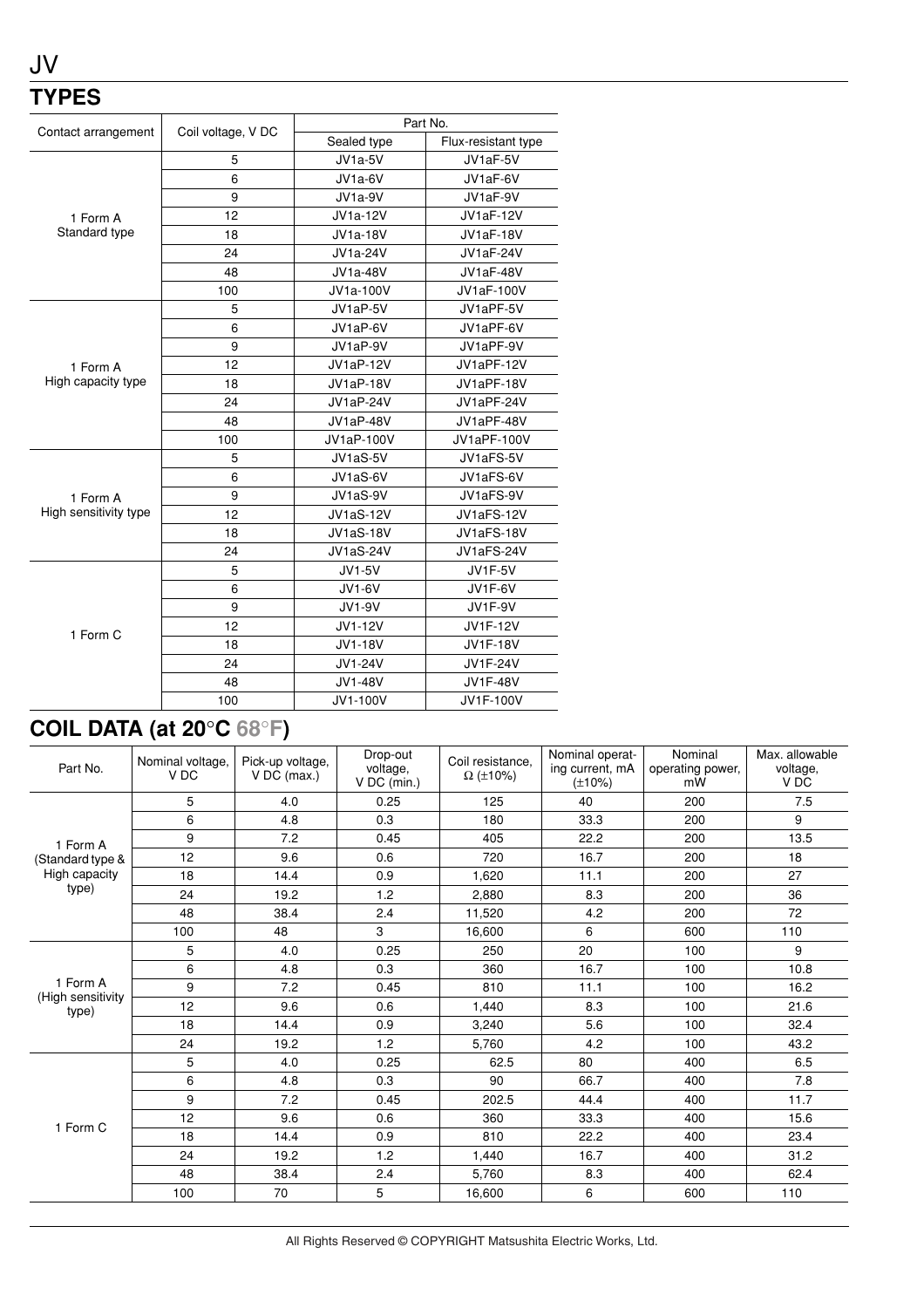JV

## TYPES

| Contact arrangement | Coil voltage, V DC | Part No. | |
|---|---|---|---|
| | | Sealed type | Flux-resistant type |
| 1 Form A Standard type | 5 | JV1a-5V | JV1aF-5V |
| | 6 | JV1a-6V | JV1aF-6V |
| | 9 | JV1a-9V | JV1aF-9V |
| | 12 | JV1a-12V | JV1aF-12V |
| | 18 | JV1a-18V | JV1aF-18V |
| | 24 | JV1a-24V | JV1aF-24V |
| | 48 | JV1a-48V | JV1aF-48V |
| | 100 | JV1a-100V | JV1aF-100V |
| 1 Form A High capacity type | 5 | JV1aP-5V | JV1aPF-5V |
| | 6 | JV1aP-6V | JV1aPF-6V |
| | 9 | JV1aP-9V | JV1aPF-9V |
| | 12 | JV1aP-12V | JV1aPF-12V |
| | 18 | JV1aP-18V | JV1aPF-18V |
| | 24 | JV1aP-24V | JV1aPF-24V |
| | 48 | JV1aP-48V | JV1aPF-48V |
| | 100 | JV1aP-100V | JV1aPF-100V |
| 1 Form A High sensitivity type | 5 | JV1aS-5V | JV1aFS-5V |
| | 6 | JV1aS-6V | JV1aFS-6V |
| | 9 | JV1aS-9V | JV1aFS-9V |
| | 12 | JV1aS-12V | JV1aFS-12V |
| | 18 | JV1aS-18V | JV1aFS-18V |
| | 24 | JV1aS-24V | JV1aFS-24V |
| 1 Form C | 5 | JV1-5V | JV1F-5V |
| | 6 | JV1-6V | JV1F-6V |
| | 9 | JV1-9V | JV1F-9V |
| | 12 | JV1-12V | JV1F-12V |
| | 18 | JV1-18V | JV1F-18V |
| | 24 | JV1-24V | JV1F-24V |
| | 48 | JV1-48V | JV1F-48V |
| | 100 | JV1-100V | JV1F-100V |

## COIL DATA (at 20°C 68°F)

| Part No. | Nominal voltage, V DC | Pick-up voltage, V DC (max.) | Drop-out voltage, V DC (min.) | Coil resistance, Ω (±10%) | Nominal operating current, mA (±10%) | Nominal operating power, mW | Max. allowable voltage, V DC |
|---|---|---|---|---|---|---|---|
| 1 Form A (Standard type & High capacity type) | 5 | 4.0 | 0.25 | 125 | 40 | 200 | 7.5 |
| | 6 | 4.8 | 0.3 | 180 | 33.3 | 200 | 9 |
| | 9 | 7.2 | 0.45 | 405 | 22.2 | 200 | 13.5 |
| | 12 | 9.6 | 0.6 | 720 | 16.7 | 200 | 18 |
| | 18 | 14.4 | 0.9 | 1,620 | 11.1 | 200 | 27 |
| | 24 | 19.2 | 1.2 | 2,880 | 8.3 | 200 | 36 |
| | 48 | 38.4 | 2.4 | 11,520 | 4.2 | 200 | 72 |
| | 100 | 48 | 3 | 16,600 | 6 | 600 | 110 |
| 1 Form A (High sensitivity type) | 5 | 4.0 | 0.25 | 250 | 20 | 100 | 9 |
| | 6 | 4.8 | 0.3 | 360 | 16.7 | 100 | 10.8 |
| | 9 | 7.2 | 0.45 | 810 | 11.1 | 100 | 16.2 |
| | 12 | 9.6 | 0.6 | 1,440 | 8.3 | 100 | 21.6 |
| | 18 | 14.4 | 0.9 | 3,240 | 5.6 | 100 | 32.4 |
| | 24 | 19.2 | 1.2 | 5,760 | 4.2 | 100 | 43.2 |
| 1 Form C | 5 | 4.0 | 0.25 | 62.5 | 80 | 400 | 6.5 |
| | 6 | 4.8 | 0.3 | 90 | 66.7 | 400 | 7.8 |
| | 9 | 7.2 | 0.45 | 202.5 | 44.4 | 400 | 11.7 |
| | 12 | 9.6 | 0.6 | 360 | 33.3 | 400 | 15.6 |
| | 18 | 14.4 | 0.9 | 810 | 22.2 | 400 | 23.4 |
| | 24 | 19.2 | 1.2 | 1,440 | 16.7 | 400 | 31.2 |
| | 48 | 38.4 | 2.4 | 5,760 | 8.3 | 400 | 62.4 |
| | 100 | 70 | 5 | 16,600 | 6 | 600 | 110 |

All Rights Reserved © COPYRIGHT Matsushita Electric Works, Ltd.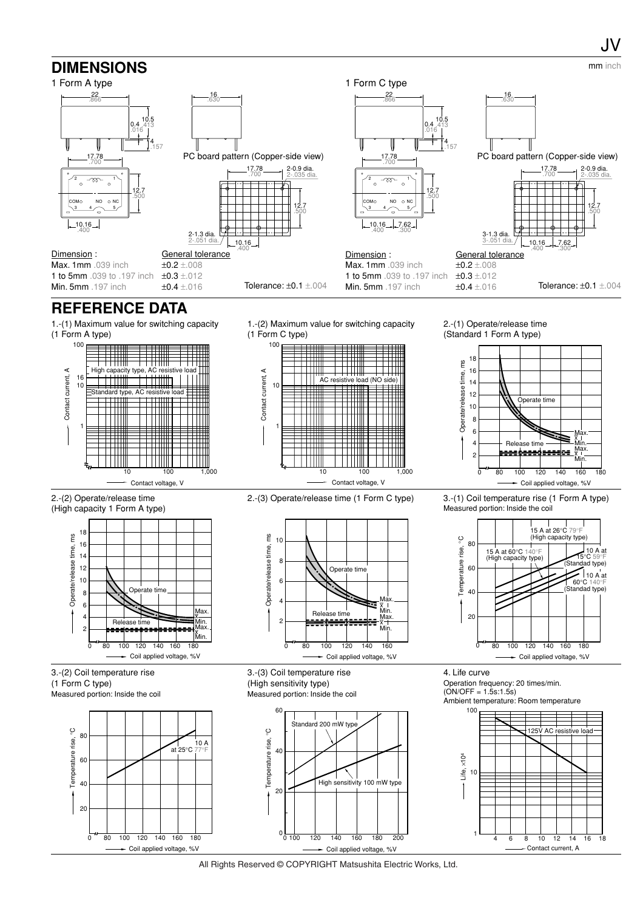## DIMENSIONS

mm inch

### 1 Form A type

22 .866

0.4 .016

10.5 .413

4 .157

17.78 .700

12.7 .500

10.16 .400

16 .630

PC board pattern (Copper-side view)

17.78 .700

2-0.9 dia. 2-.035 dia.

12.7 .500

2-1.3 dia. 2-.051 dia.

10.16 .400

Dimension :

Max. 1mm .039 inch

1 to 5mm .039 to .197 inch

Min. 5mm .197 inch

General tolerance

±0.2 ±.008

±0.3 ±.012

±0.4 ±.016

Tolerance: ±0.1 ±.004

### 1 Form C type

22 .866

0.4 .016

10.5 .413

4 .157

17.78 .700

12.7 .500

10.16 .400 7.62 .300

16 .630

PC board pattern (Copper-side view)

17.78 .700

2-0.9 dia. 2-.035 dia.

12.7 .500

3-1.3 dia. 3-.051 dia.

10.16 .400 7.62 .300

Dimension :

Max. 1mm .039 inch

1 to 5mm .039 to .197 inch

Min. 5mm .197 inch

General tolerance

±0.2 ±.008

±0.3 ±.012

±0.4 ±.016

Tolerance: ±0.1 ±.004

## REFERENCE DATA

1.-(1) Maximum value for switching capacity (1 Form A type)

1.-(2) Maximum value for switching capacity (1 Form C type)

2.-(1) Operate/release time (Standard 1 Form A type)

2.-(2) Operate/release time (High capacity 1 Form A type)

2.-(3) Operate/release time (1 Form C type)

3.-(1) Coil temperature rise (1 Form A type)
Measured portion: Inside the coil

3.-(2) Coil temperature rise (1 Form C type)
Measured portion: Inside the coil

3.-(3) Coil temperature rise (High sensitivity type)
Measured portion: Inside the coil

4. Life curve
Operation frequency: 20 times/min.
(ON/OFF = 1.5s:1.5s)
Ambient temperature: Room temperature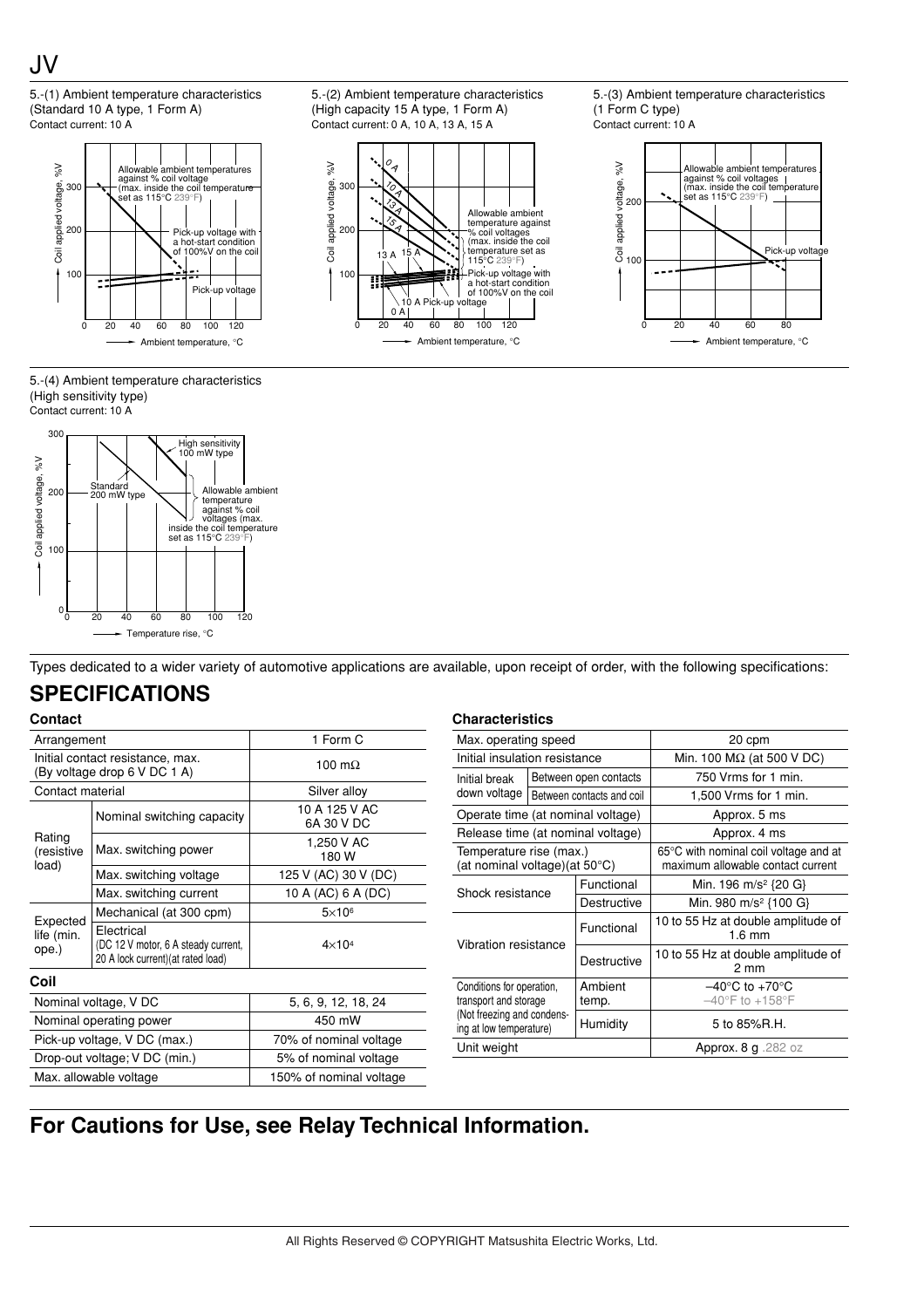5.-(1) Ambient temperature characteristics (Standard 10 A type, 1 Form A)
Contact current: 10 A

Coil applied voltage, %V
300
200
100
0 20 40 60 80 100 120
Ambient temperature, °C
Allowable ambient temperatures against % coil voltage (max. inside the coil temperature set as 115°C 239°F)
Pick-up voltage with a hot-start condition of 100%V on the coil
Pick-up voltage

5.-(2) Ambient temperature characteristics (High capacity 15 A type, 1 Form A)
Contact current: 0 A, 10 A, 13 A, 15 A

Coil applied voltage, %V
300
200
100
0 20 40 60 80 100 120
Ambient temperature, °C
0 A
10 A
13 A
15 A
Allowable ambient temperature against % coil voltages (max. inside the coil temperature set as 115°C 239°F)
13 A 15 A
Pick-up voltage with a hot-start condition of 100%V on the coil
10 A Pick-up voltage
0 A

5.-(3) Ambient temperature characteristics (1 Form C type)
Contact current: 10 A

Coil applied voltage, %V
200
100
0 20 40 60 80
Ambient temperature, °C
Allowable ambient temperatures against % coil voltages (max. inside the coil temperature set as 115°C 239°F)
Pick-up voltage

5.-(4) Ambient temperature characteristics (High sensitivity type)
Contact current: 10 A

Coil applied voltage, %V
300
200
100
0
0 20 40 60 80 100 120
Temperature rise, °C
High sensitivity 100 mW type
Standard 200 mW type
Allowable ambient temperature against % coil voltages (max. inside the coil temperature set as 115°C 239°F)

Types dedicated to a wider variety of automotive applications are available, upon receipt of order, with the following specifications:

## SPECIFICATIONS

### Contact

| | | |
|---|---|---|
| Arrangement | | 1 Form C |
| Initial contact resistance, max. (By voltage drop 6 V DC 1 A) | | 100 mΩ |
| Contact material | | Silver alloy |
| Rating (resistive load) | Nominal switching capacity | 10 A 125 V AC<br>6A 30 V DC |
| | Max. switching power | 1,250 V AC<br>180 W |
| | Max. switching voltage | 125 V (AC) 30 V (DC) |
| | Max. switching current | 10 A (AC) 6 A (DC) |
| Expected life (min. ope.) | Mechanical (at 300 cpm) | $5\times10^6$ |
| | Electrical (DC 12 V motor, 6 A steady current, 20 A lock current)(at rated load) | $4\times10^4$ |

### Coil

| | |
|---|---|
| Nominal voltage, V DC | 5, 6, 9, 12, 18, 24 |
| Nominal operating power | 450 mW |
| Pick-up voltage, V DC (max.) | 70% of nominal voltage |
| Drop-out voltage; V DC (min.) | 5% of nominal voltage |
| Max. allowable voltage | 150% of nominal voltage |

### Characteristics

| | | |
|---|---|---|
| Max. operating speed | | 20 cpm |
| Initial insulation resistance | | Min. 100 MΩ (at 500 V DC) |
| Initial break down voltage | Between open contacts | 750 Vrms for 1 min. |
| | Between contacts and coil | 1,500 Vrms for 1 min. |
| Operate time (at nominal voltage) | | Approx. 5 ms |
| Release time (at nominal voltage) | | Approx. 4 ms |
| Temperature rise (max.) (at nominal voltage)(at 50°C) | | 65°C with nominal coil voltage and at maximum allowable contact current |
| Shock resistance | Functional | Min. 196 m/s² {20 G} |
| | Destructive | Min. 980 m/s² {100 G} |
| Vibration resistance | Functional | 10 to 55 Hz at double amplitude of 1.6 mm |
| | Destructive | 10 to 55 Hz at double amplitude of 2 mm |
| Conditions for operation, transport and storage (Not freezing and condensing at low temperature) | Ambient temp. | –40°C to +70°C<br>–40°F to +158°F |
| | Humidity | 5 to 85%R.H. |
| Unit weight | | Approx. 8 g .282 oz |

## For Cautions for Use, see Relay Technical Information.